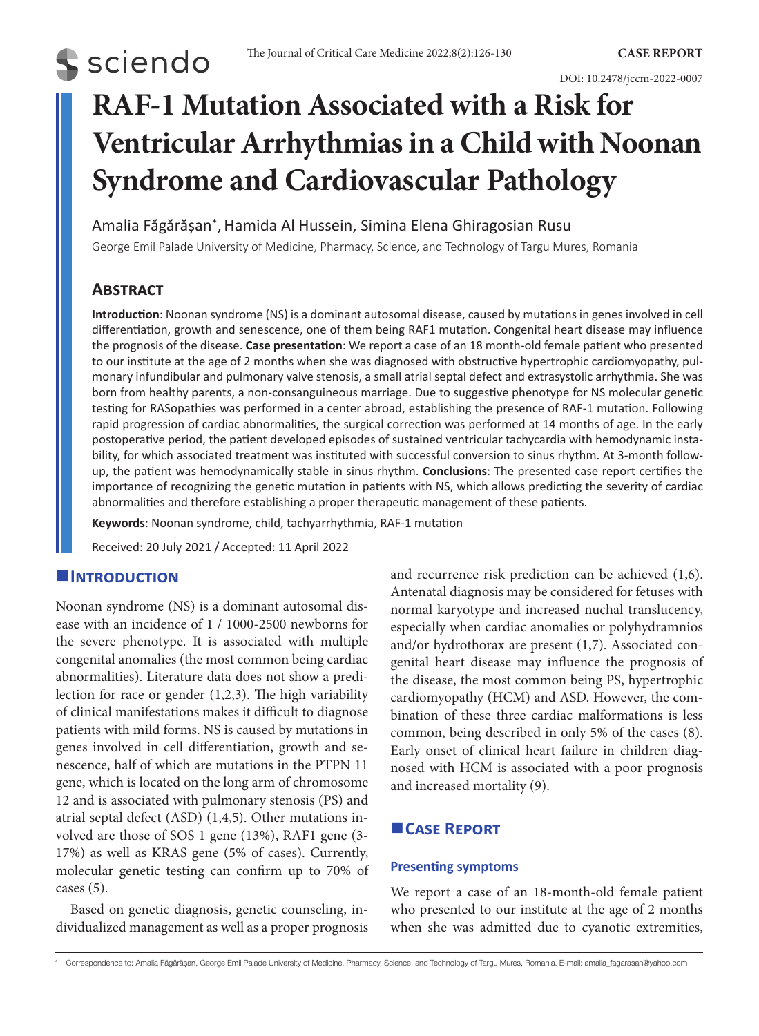CASE REPORT

DOI: 10.2478/jccm-2022-0007

# RAF-1 Mutation Associated with a Risk for Ventricular Arrhythmias in a Child with Noonan Syndrome and Cardiovascular Pathology

Amalia Făgărășan*, Hamida Al Hussein, Simina Elena Ghiragosian Rusu

George Emil Palade University of Medicine, Pharmacy, Science, and Technology of Targu Mures, Romania

## Abstract

**Introduction**: Noonan syndrome (NS) is a dominant autosomal disease, caused by mutations in genes involved in cell differentiation, growth and senescence, one of them being RAF1 mutation. Congenital heart disease may influence the prognosis of the disease. **Case presentation**: We report a case of an 18 month-old female patient who presented to our institute at the age of 2 months when she was diagnosed with obstructive hypertrophic cardiomyopathy, pulmonary infundibular and pulmonary valve stenosis, a small atrial septal defect and extrasystolic arrhythmia. She was born from healthy parents, a non-consanguineous marriage. Due to suggestive phenotype for NS molecular genetic testing for RASopathies was performed in a center abroad, establishing the presence of RAF-1 mutation. Following rapid progression of cardiac abnormalities, the surgical correction was performed at 14 months of age. In the early postoperative period, the patient developed episodes of sustained ventricular tachycardia with hemodynamic instability, for which associated treatment was instituted with successful conversion to sinus rhythm. At 3-month follow-up, the patient was hemodynamically stable in sinus rhythm. **Conclusions**: The presented case report certifies the importance of recognizing the genetic mutation in patients with NS, which allows predicting the severity of cardiac abnormalities and therefore establishing a proper therapeutic management of these patients.

**Keywords**: Noonan syndrome, child, tachyarrhythmia, RAF-1 mutation

Received: 20 July 2021 / Accepted: 11 April 2022

## Introduction

Noonan syndrome (NS) is a dominant autosomal disease with an incidence of 1 / 1000-2500 newborns for the severe phenotype. It is associated with multiple congenital anomalies (the most common being cardiac abnormalities). Literature data does not show a predilection for race or gender (1,2,3). The high variability of clinical manifestations makes it difficult to diagnose patients with mild forms. NS is caused by mutations in genes involved in cell differentiation, growth and senescence, half of which are mutations in the PTPN 11 gene, which is located on the long arm of chromosome 12 and is associated with pulmonary stenosis (PS) and atrial septal defect (ASD) (1,4,5). Other mutations involved are those of SOS 1 gene (13%), RAF1 gene (3-17%) as well as KRAS gene (5% of cases). Currently, molecular genetic testing can confirm up to 70% of cases (5).

Based on genetic diagnosis, genetic counseling, individualized management as well as a proper prognosis and recurrence risk prediction can be achieved (1,6). Antenatal diagnosis may be considered for fetuses with normal karyotype and increased nuchal translucency, especially when cardiac anomalies or polyhydramnios and/or hydrothorax are present (1,7). Associated congenital heart disease may influence the prognosis of the disease, the most common being PS, hypertrophic cardiomyopathy (HCM) and ASD. However, the combination of these three cardiac malformations is less common, being described in only 5% of the cases (8). Early onset of clinical heart failure in children diagnosed with HCM is associated with a poor prognosis and increased mortality (9).

## Case Report

### Presenting symptoms

We report a case of an 18-month-old female patient who presented to our institute at the age of 2 months when she was admitted due to cyanotic extremities,

* Correspondence to: Amalia Făgărășan, George Emil Palade University of Medicine, Pharmacy, Science, and Technology of Targu Mures, Romania. E-mail: amalia_fagarasan@yahoo.com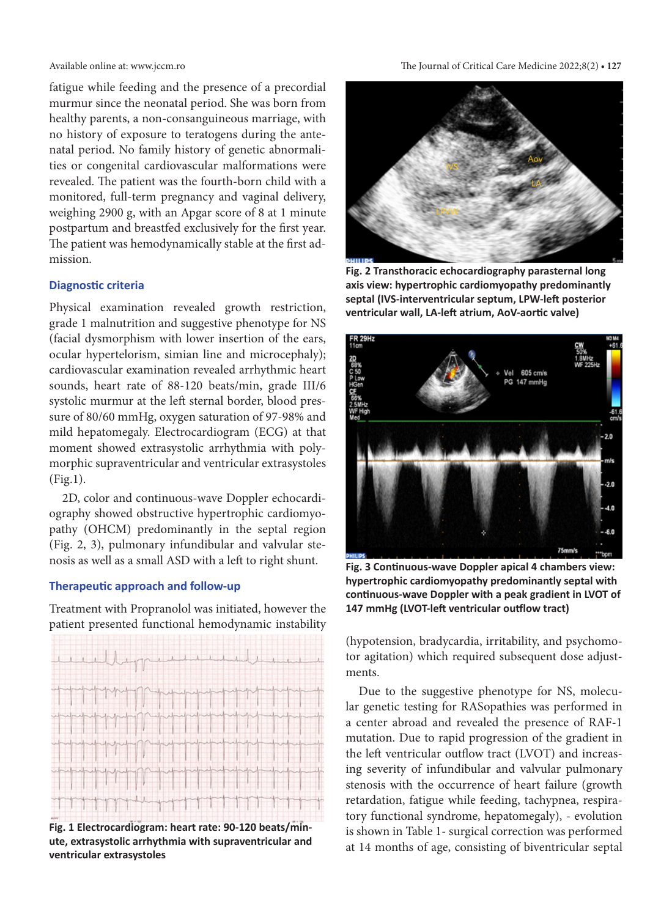fatigue while feeding and the presence of a precordial murmur since the neonatal period. She was born from healthy parents, a non-consanguineous marriage, with no history of exposure to teratogens during the antenatal period. No family history of genetic abnormalities or congenital cardiovascular malformations were revealed. The patient was the fourth-born child with a monitored, full-term pregnancy and vaginal delivery, weighing 2900 g, with an Apgar score of 8 at 1 minute postpartum and breastfed exclusively for the first year. The patient was hemodynamically stable at the first admission.

### Diagnostic criteria

Physical examination revealed growth restriction, grade 1 malnutrition and suggestive phenotype for NS (facial dysmorphism with lower insertion of the ears, ocular hypertelorism, simian line and microcephaly); cardiovascular examination revealed arrhythmic heart sounds, heart rate of 88-120 beats/min, grade III/6 systolic murmur at the left sternal border, blood pressure of 80/60 mmHg, oxygen saturation of 97-98% and mild hepatomegaly. Electrocardiogram (ECG) at that moment showed extrasystolic arrhythmia with polymorphic supraventricular and ventricular extrasystoles (Fig.1).

2D, color and continuous-wave Doppler echocardiography showed obstructive hypertrophic cardiomyopathy (OHCM) predominantly in the septal region (Fig. 2, 3), pulmonary infundibular and valvular stenosis as well as a small ASD with a left to right shunt.

### Therapeutic approach and follow-up

Treatment with Propranolol was initiated, however the patient presented functional hemodynamic instability (hypotension, bradycardia, irritability, and psychomotor agitation) which required subsequent dose adjustments.

**Fig. 1 Electrocardiogram: heart rate: 90-120 beats/minute, extrasystolic arrhythmia with supraventricular and ventricular extrasystoles**

**Fig. 2 Transthoracic echocardiography parasternal long axis view: hypertrophic cardiomyopathy predominantly septal (IVS-interventricular septum, LPW-left posterior ventricular wall, LA-left atrium, AoV-aortic valve)**

**Fig. 3 Continuous-wave Doppler apical 4 chambers view: hypertrophic cardiomyopathy predominantly septal with continuous-wave Doppler with a peak gradient in LVOT of 147 mmHg (LVOT-left ventricular outflow tract)**

Due to the suggestive phenotype for NS, molecular genetic testing for RASopathies was performed in a center abroad and revealed the presence of RAF-1 mutation. Due to rapid progression of the gradient in the left ventricular outflow tract (LVOT) and increasing severity of infundibular and valvular pulmonary stenosis with the occurrence of heart failure (growth retardation, fatigue while feeding, tachypnea, respiratory functional syndrome, hepatomegaly), - evolution is shown in Table 1- surgical correction was performed at 14 months of age, consisting of biventricular septal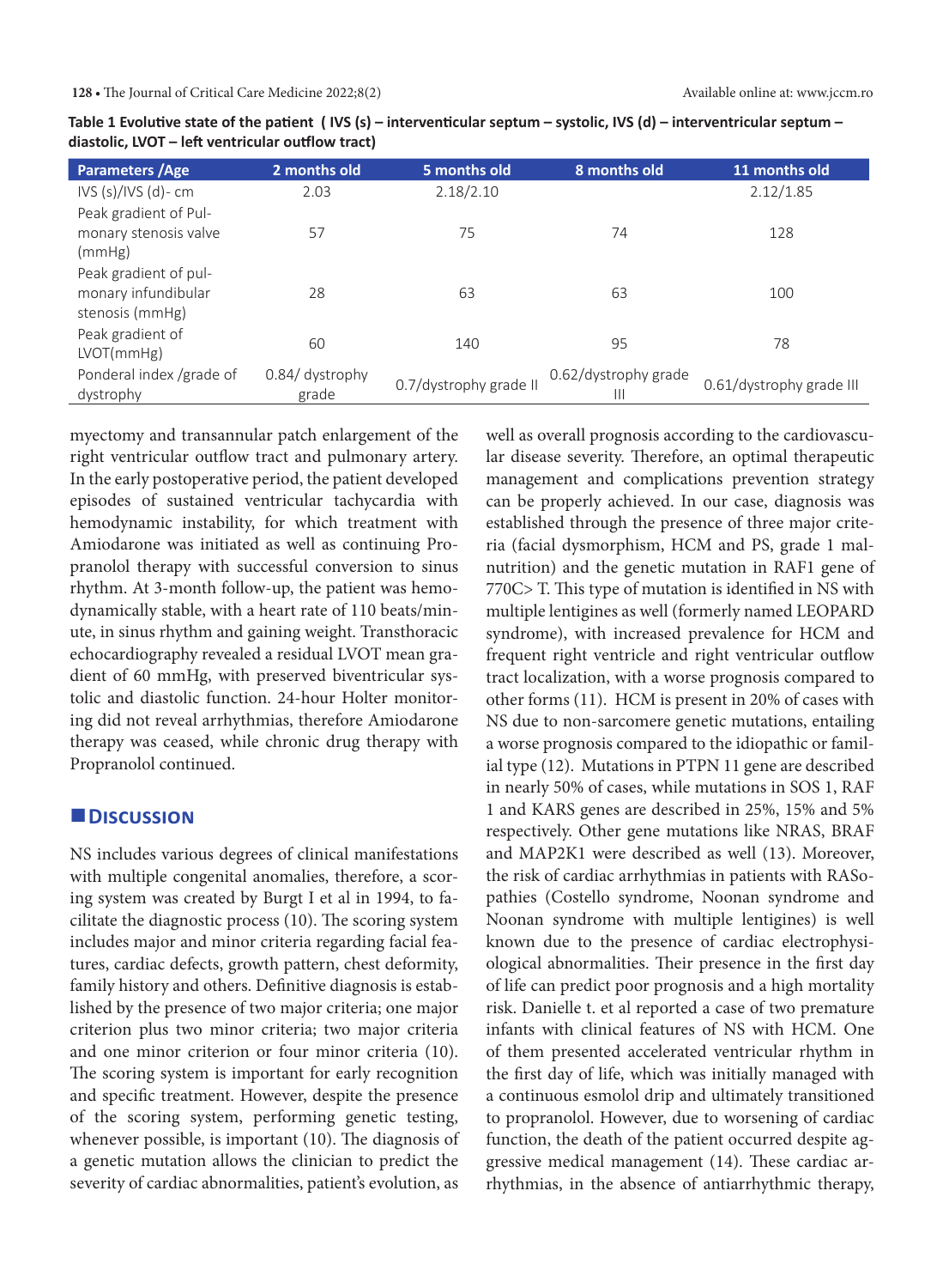**Table 1 Evolutive state of the patient ( IVS (s) – interventicular septum – systolic, IVS (d) – interventricular septum – diastolic, LVOT – left ventricular outflow tract)**

| Parameters /Age | 2 months old | 5 months old | 8 months old | 11 months old |
|---|---|---|---|---|
| IVS (s)/IVS (d)- cm | 2.03 | 2.18/2.10 | | 2.12/1.85 |
| Peak gradient of Pulmonary stenosis valve (mmHg) | 57 | 75 | 74 | 128 |
| Peak gradient of pulmonary infundibular stenosis (mmHg) | 28 | 63 | 63 | 100 |
| Peak gradient of LVOT(mmHg) | 60 | 140 | 95 | 78 |
| Ponderal index /grade of dystrophy | 0.84/ dystrophy grade | 0.7/dystrophy grade II | 0.62/dystrophy grade III | 0.61/dystrophy grade III |

myectomy and transannular patch enlargement of the right ventricular outflow tract and pulmonary artery. In the early postoperative period, the patient developed episodes of sustained ventricular tachycardia with hemodynamic instability, for which treatment with Amiodarone was initiated as well as continuing Propranolol therapy with successful conversion to sinus rhythm. At 3-month follow-up, the patient was hemodynamically stable, with a heart rate of 110 beats/minute, in sinus rhythm and gaining weight. Transthoracic echocardiography revealed a residual LVOT mean gradient of 60 mmHg, with preserved biventricular systolic and diastolic function. 24-hour Holter monitoring did not reveal arrhythmias, therefore Amiodarone therapy was ceased, while chronic drug therapy with Propranolol continued.

## Discussion

NS includes various degrees of clinical manifestations with multiple congenital anomalies, therefore, a scoring system was created by Burgt I et al in 1994, to facilitate the diagnostic process (10). The scoring system includes major and minor criteria regarding facial features, cardiac defects, growth pattern, chest deformity, family history and others. Definitive diagnosis is established by the presence of two major criteria; one major criterion plus two minor criteria; two major criteria and one minor criterion or four minor criteria (10). The scoring system is important for early recognition and specific treatment. However, despite the presence of the scoring system, performing genetic testing, whenever possible, is important (10). The diagnosis of a genetic mutation allows the clinician to predict the severity of cardiac abnormalities, patient's evolution, as well as overall prognosis according to the cardiovascular disease severity. Therefore, an optimal therapeutic management and complications prevention strategy can be properly achieved. In our case, diagnosis was established through the presence of three major criteria (facial dysmorphism, HCM and PS, grade 1 malnutrition) and the genetic mutation in RAF1 gene of 770C> T. This type of mutation is identified in NS with multiple lentigines as well (formerly named LEOPARD syndrome), with increased prevalence for HCM and frequent right ventricle and right ventricular outflow tract localization, with a worse prognosis compared to other forms (11). HCM is present in 20% of cases with NS due to non-sarcomere genetic mutations, entailing a worse prognosis compared to the idiopathic or familial type (12). Mutations in PTPN 11 gene are described in nearly 50% of cases, while mutations in SOS 1, RAF 1 and KARS genes are described in 25%, 15% and 5% respectively. Other gene mutations like NRAS, BRAF and MAP2K1 were described as well (13). Moreover, the risk of cardiac arrhythmias in patients with RASopathies (Costello syndrome, Noonan syndrome and Noonan syndrome with multiple lentigines) is well known due to the presence of cardiac electrophysiological abnormalities. Their presence in the first day of life can predict poor prognosis and a high mortality risk. Danielle t. et al reported a case of two premature infants with clinical features of NS with HCM. One of them presented accelerated ventricular rhythm in the first day of life, which was initially managed with a continuous esmolol drip and ultimately transitioned to propranolol. However, due to worsening of cardiac function, the death of the patient occurred despite aggressive medical management (14). These cardiac arrhythmias, in the absence of antiarrhythmic therapy,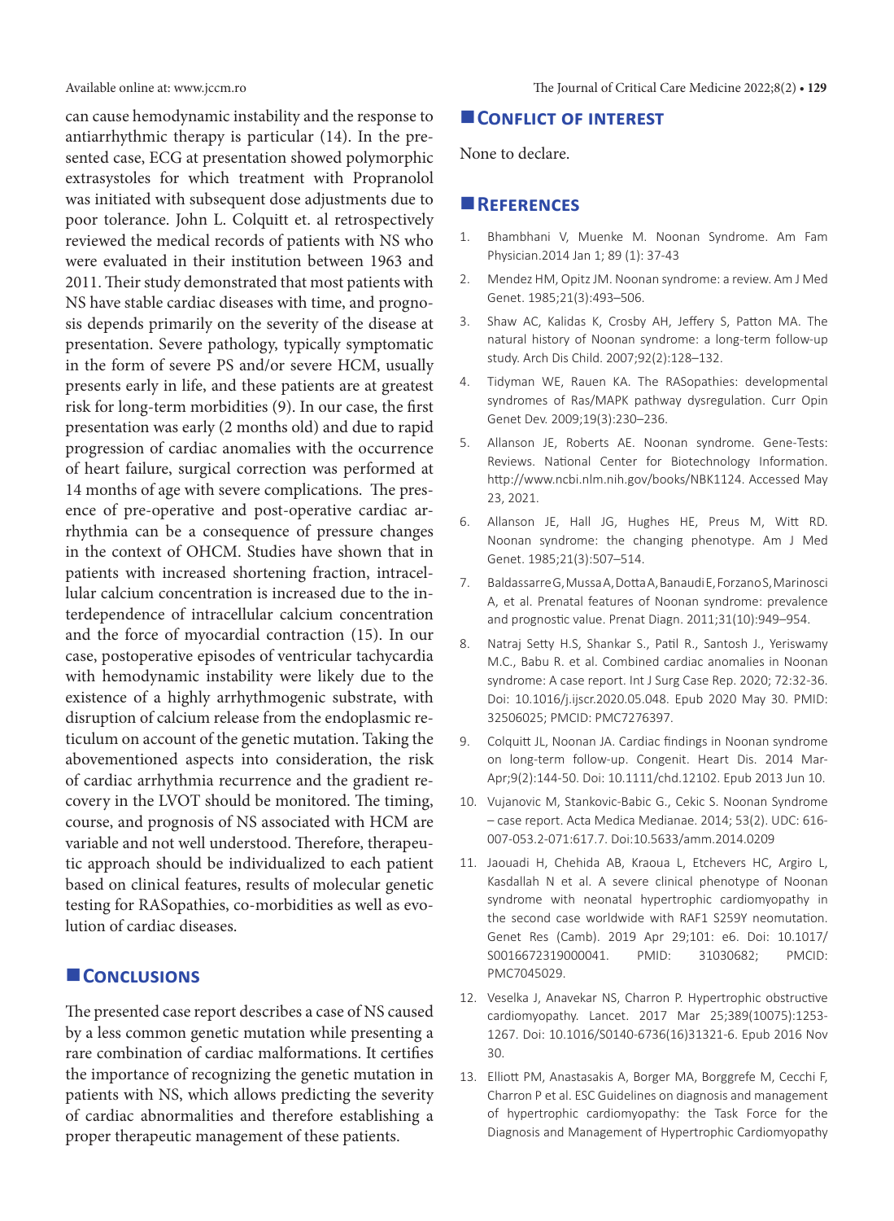can cause hemodynamic instability and the response to antiarrhythmic therapy is particular (14). In the presented case, ECG at presentation showed polymorphic extrasystoles for which treatment with Propranolol was initiated with subsequent dose adjustments due to poor tolerance. John L. Colquitt et. al retrospectively reviewed the medical records of patients with NS who were evaluated in their institution between 1963 and 2011. Their study demonstrated that most patients with NS have stable cardiac diseases with time, and prognosis depends primarily on the severity of the disease at presentation. Severe pathology, typically symptomatic in the form of severe PS and/or severe HCM, usually presents early in life, and these patients are at greatest risk for long-term morbidities (9). In our case, the first presentation was early (2 months old) and due to rapid progression of cardiac anomalies with the occurrence of heart failure, surgical correction was performed at 14 months of age with severe complications. The presence of pre-operative and post-operative cardiac arrhythmia can be a consequence of pressure changes in the context of OHCM. Studies have shown that in patients with increased shortening fraction, intracellular calcium concentration is increased due to the interdependence of intracellular calcium concentration and the force of myocardial contraction (15). In our case, postoperative episodes of ventricular tachycardia with hemodynamic instability were likely due to the existence of a highly arrhythmogenic substrate, with disruption of calcium release from the endoplasmic reticulum on account of the genetic mutation. Taking the abovementioned aspects into consideration, the risk of cardiac arrhythmia recurrence and the gradient recovery in the LVOT should be monitored. The timing, course, and prognosis of NS associated with HCM are variable and not well understood. Therefore, therapeutic approach should be individualized to each patient based on clinical features, results of molecular genetic testing for RASopathies, co-morbidities as well as evolution of cardiac diseases.

## Conclusions

The presented case report describes a case of NS caused by a less common genetic mutation while presenting a rare combination of cardiac malformations. It certifies the importance of recognizing the genetic mutation in patients with NS, which allows predicting the severity of cardiac abnormalities and therefore establishing a proper therapeutic management of these patients.

## Conflict of interest

None to declare.

## References

1. Bhambhani V, Muenke M. Noonan Syndrome. Am Fam Physician.2014 Jan 1; 89 (1): 37-43
2. Mendez HM, Opitz JM. Noonan syndrome: a review. Am J Med Genet. 1985;21(3):493–506.
3. Shaw AC, Kalidas K, Crosby AH, Jeffery S, Patton MA. The natural history of Noonan syndrome: a long-term follow-up study. Arch Dis Child. 2007;92(2):128–132.
4. Tidyman WE, Rauen KA. The RASopathies: developmental syndromes of Ras/MAPK pathway dysregulation. Curr Opin Genet Dev. 2009;19(3):230–236.
5. Allanson JE, Roberts AE. Noonan syndrome. Gene-Tests: Reviews. National Center for Biotechnology Information. http://www.ncbi.nlm.nih.gov/books/NBK1124. Accessed May 23, 2021.
6. Allanson JE, Hall JG, Hughes HE, Preus M, Witt RD. Noonan syndrome: the changing phenotype. Am J Med Genet. 1985;21(3):507–514.
7. Baldassarre G, Mussa A, Dotta A, Banaudi E, Forzano S, Marinosci A, et al. Prenatal features of Noonan syndrome: prevalence and prognostic value. Prenat Diagn. 2011;31(10):949–954.
8. Natraj Setty H.S, Shankar S., Patil R., Santosh J., Yeriswamy M.C., Babu R. et al. Combined cardiac anomalies in Noonan syndrome: A case report. Int J Surg Case Rep. 2020; 72:32-36. Doi: 10.1016/j.ijscr.2020.05.048. Epub 2020 May 30. PMID: 32506025; PMCID: PMC7276397.
9. Colquitt JL, Noonan JA. Cardiac findings in Noonan syndrome on long-term follow-up. Congenit. Heart Dis. 2014 Mar-Apr;9(2):144-50. Doi: 10.1111/chd.12102. Epub 2013 Jun 10.
10. Vujanovic M, Stankovic-Babic G., Cekic S. Noonan Syndrome – case report. Acta Medica Medianae. 2014; 53(2). UDC: 616-007-053.2-071:617.7. Doi:10.5633/amm.2014.0209
11. Jaouadi H, Chehida AB, Kraoua L, Etchevers HC, Argiro L, Kasdallah N et al. A severe clinical phenotype of Noonan syndrome with neonatal hypertrophic cardiomyopathy in the second case worldwide with RAF1 S259Y neomutation. Genet Res (Camb). 2019 Apr 29;101: e6. Doi: 10.1017/S0016672319000041. PMID: 31030682; PMCID: PMC7045029.
12. Veselka J, Anavekar NS, Charron P. Hypertrophic obstructive cardiomyopathy. Lancet. 2017 Mar 25;389(10075):1253-1267. Doi: 10.1016/S0140-6736(16)31321-6. Epub 2016 Nov 30.
13. Elliott PM, Anastasakis A, Borger MA, Borggrefe M, Cecchi F, Charron P et al. ESC Guidelines on diagnosis and management of hypertrophic cardiomyopathy: the Task Force for the Diagnosis and Management of Hypertrophic Cardiomyopathy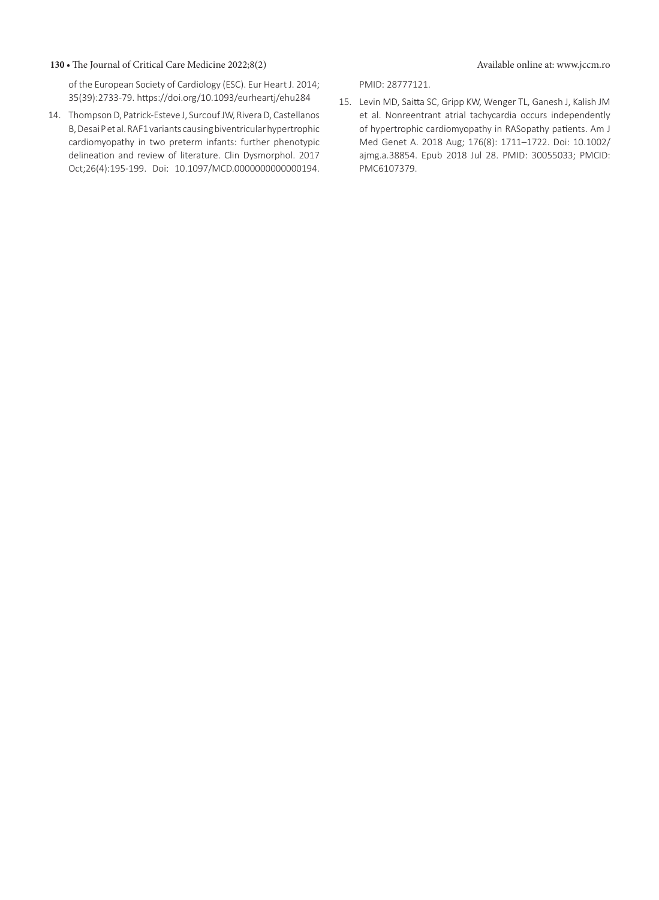of the European Society of Cardiology (ESC). Eur Heart J. 2014; 35(39):2733-79. https://doi.org/10.1093/eurheartj/ehu284

14. Thompson D, Patrick-Esteve J, Surcouf JW, Rivera D, Castellanos B, Desai P et al. RAF1 variants causing biventricular hypertrophic cardiomyopathy in two preterm infants: further phenotypic delineation and review of literature. Clin Dysmorphol. 2017 Oct;26(4):195-199. Doi: 10.1097/MCD.0000000000000194. PMID: 28777121.
15. Levin MD, Saitta SC, Gripp KW, Wenger TL, Ganesh J, Kalish JM et al. Nonreentrant atrial tachycardia occurs independently of hypertrophic cardiomyopathy in RASopathy patients. Am J Med Genet A. 2018 Aug; 176(8): 1711–1722. Doi: 10.1002/ajmg.a.38854. Epub 2018 Jul 28. PMID: 30055033; PMCID: PMC6107379.